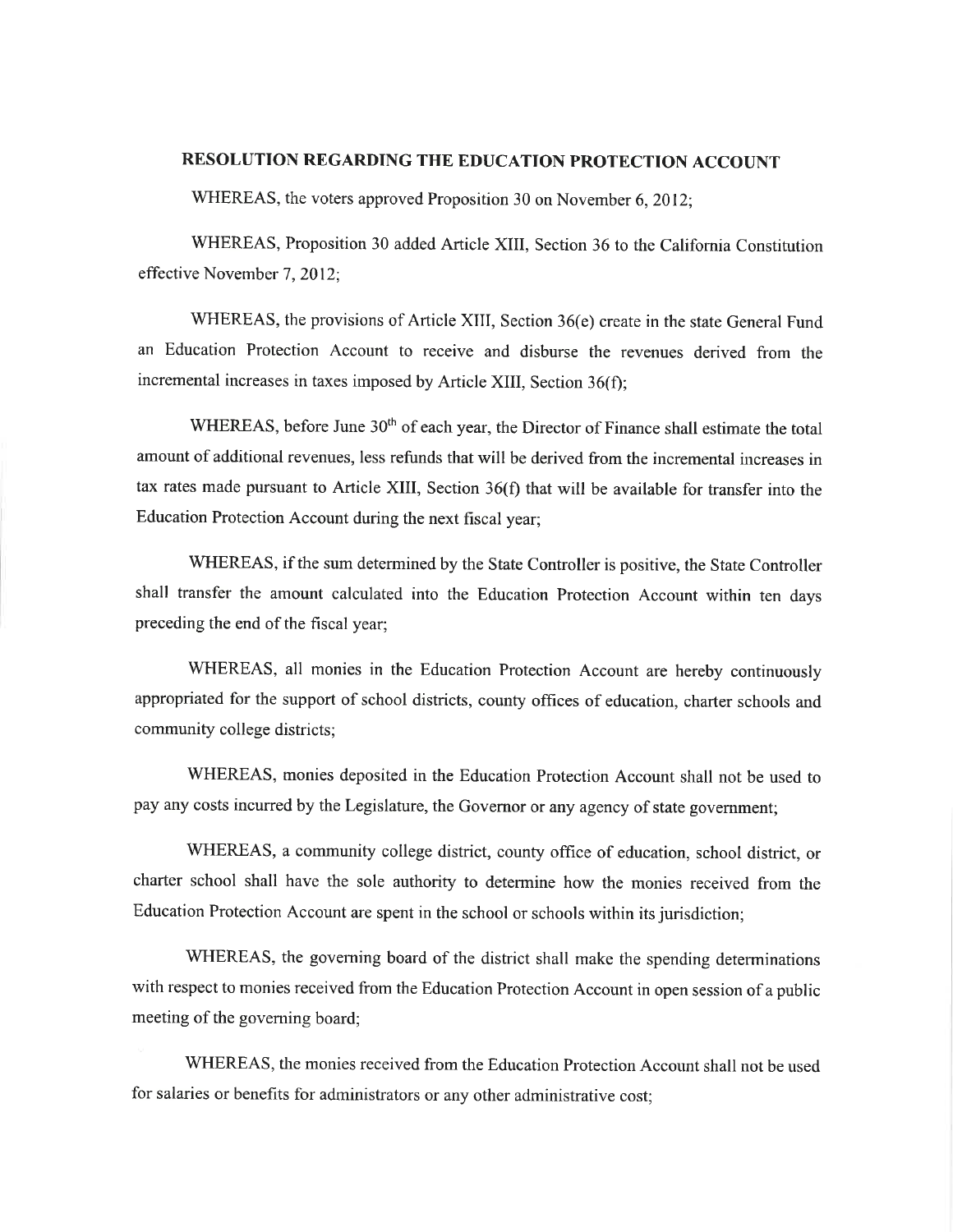## RESOLUTION REGARDING THE EDUCATION PROTECTION ACCOUNT

WHEREAS, the voters approved Proposition 30 on November 6, 2012;

WHEREAS, Proposition 30 added Article XIII, Section 36 to the California Constitution effective November 7, 2012;

WHEREAS, the provisions of Article XIII, Section 36(e) create in the state General Fund an Education Protection Account to receive and disburse the revenues derived from the incremental increases in taxes imposed by Article XIII, Section 36(f);

WHEREAS, before June 30th of each year, the Director of Finance shall estimate the total amount of additional revenues, less refunds that will be derived from the incremental increases in tax rates made pursuant to Article XIII, Section 36(f) that will be available for transfer into the Education Protection Account during the next fiscal year;

WHEREAS, if the sum determined by the State Controller is positive, the State Controller shall transfer the amount calculated into the Education Protection Account within ten days preceding the end of the fiscal year;

WHEREAS, all monies in the Education Protection Account are hereby continuously appropriated for the support of school districts, county offices of education, charter schools and community college districts;

WHEREAS, monies deposited in the Education Protection Account shall not be used to pay any costs incurred by the Legislature, the Governor or any agency of state government;

WHEREAS, a community college district, county office of education, school district, or charter school shall have the sole authority to determine how the monies received from the Education Protection Account are spent in the school or schools within its jurisdiction;

WHEREAS, the governing board of the district shall make the spending determinations with respect to monies received from the Education Protection Account in open session of a public meeting of the governing board;

WHEREAS, the monies received from the Education Protection Account shall not be used for salaries or benefits for administrators or any other administrative cost;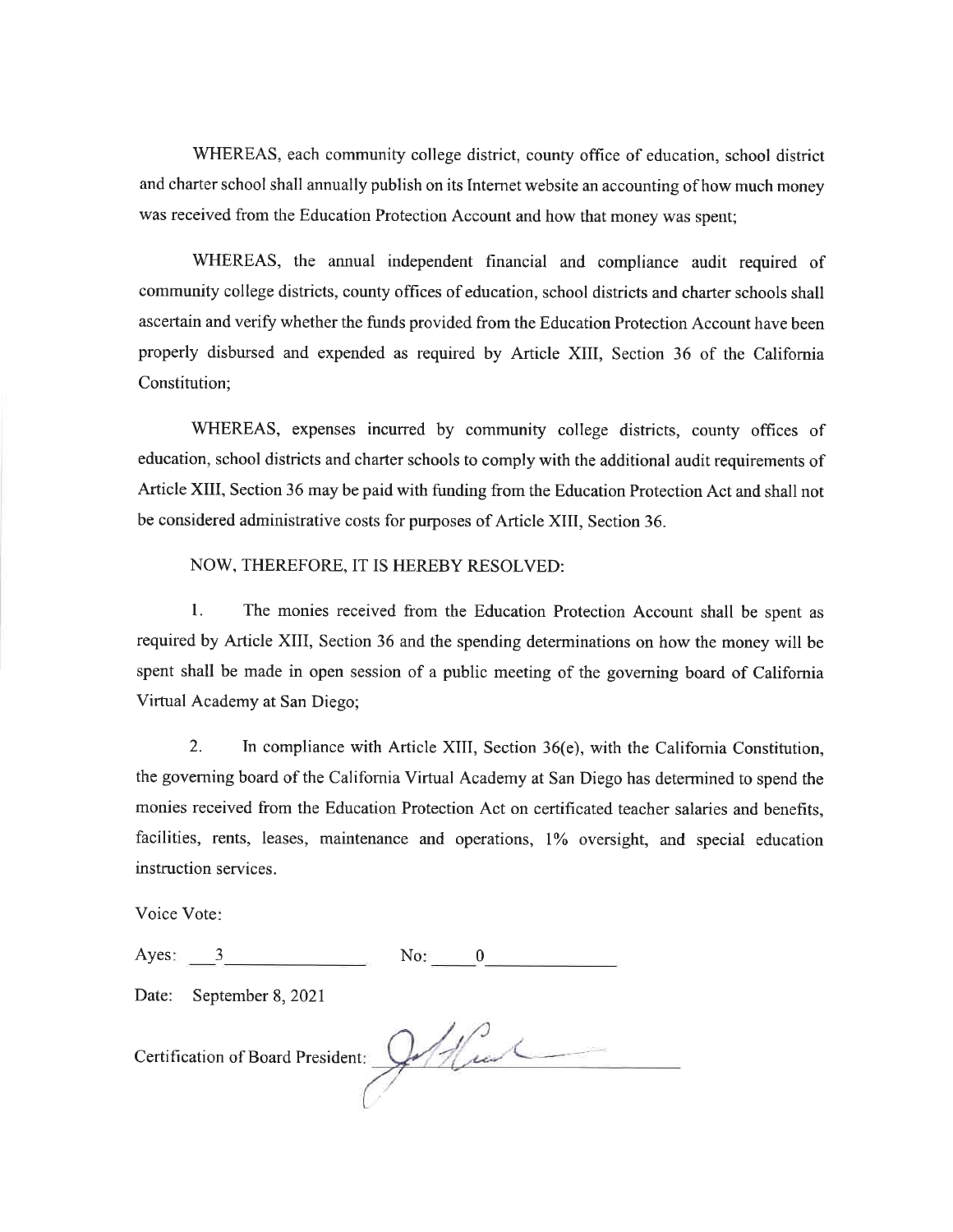WHEREAS, each community college district, county office of education, school district and charter school shall annually publish on its Internet website an accounting of how much money was received from the Education Protection Account and how that money was spent;

WHEREAS, the annual independent financial and compliance audit required of community college districts, county offices of education, school districts and charter schools shall ascertain and verify whether the funds provided from the Education Protection Account have been properly disbursed and expended as required by Article XIII, Section 36 of the California Constitution;

WHEREAS, expenses incurred by community college districts, county offices of education, school districts and charter schools to comply with the additional audit requirements of Article XIII, Section 36 may be paid with funding from the Education Protection Act and shall not be considered administrative costs for purposes of Article XIII, Section 36.

NOW, THEREFORE, IT IS HEREBY RESOLVED:

1. The monies received from the Education Protection Account shall be spent as required by Article XIII, Section 36 and the spending determinations on how the money will be spent shall be made in open session of a public meeting of the governing board of California Virtual Academy at San Diego;

2. In compliance with Article XIII, Section 36(e), with the California Constitution, the governing board of the California Virtual Academy at San Diego has determined to spend the monies received from the Education Protection Act on certificated teacher salaries and benefits, facilities, rents, leases, maintenance and operations, 1% oversight, and special education instruction services.

Voice Vote:

Ayes: 3 No: 0

Date: September 8, 2021

Certification of Board President: [signature]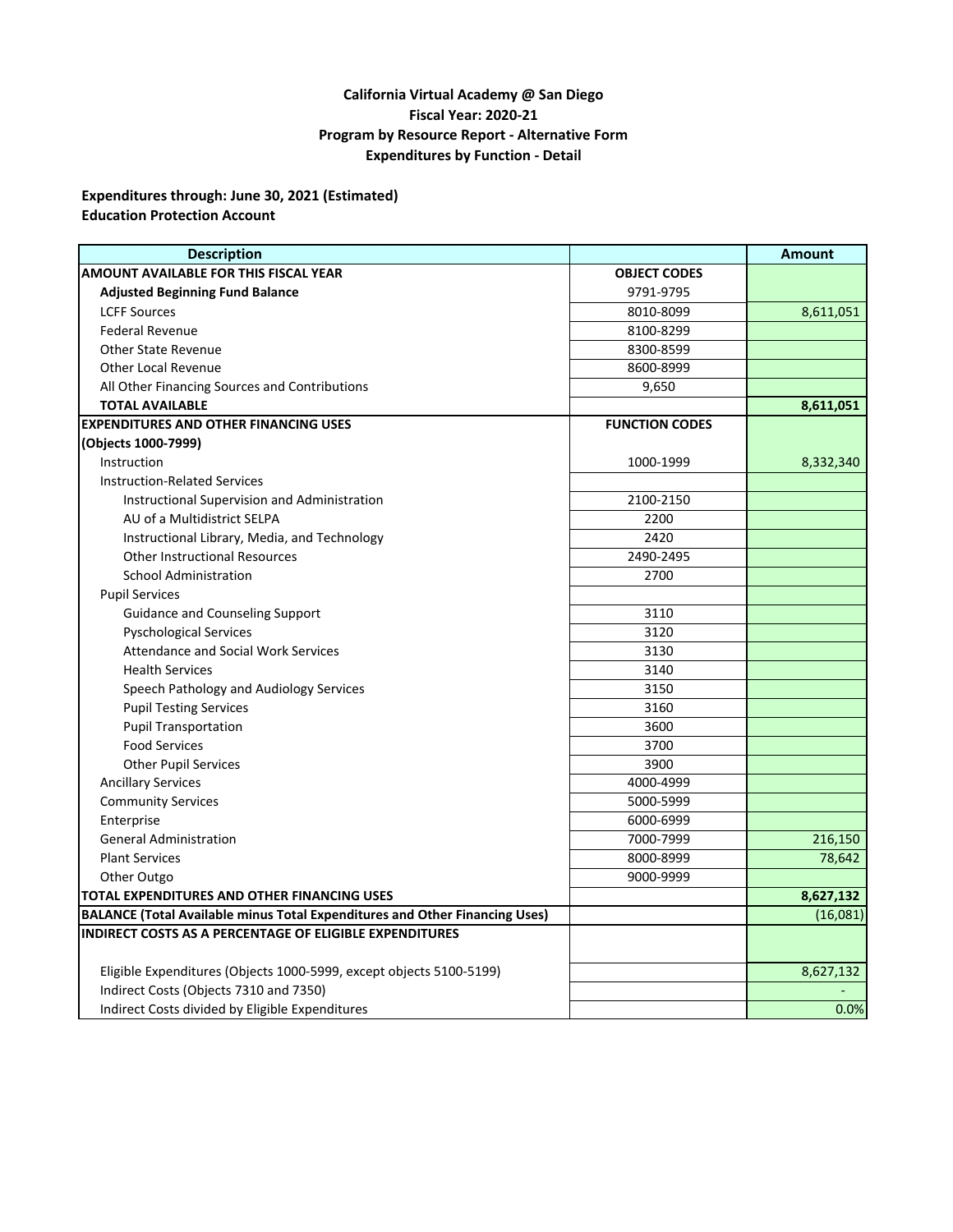**California Virtual Academy @ San Diego**
**Fiscal Year: 2020-21**
**Program by Resource Report - Alternative Form**
**Expenditures by Function - Detail**

**Expenditures through: June 30, 2021 (Estimated)**
**Education Protection Account**

| Description | | Amount |
|---|---|---|
| **AMOUNT AVAILABLE FOR THIS FISCAL YEAR** | **OBJECT CODES** | |
| **Adjusted Beginning Fund Balance** | 9791-9795 | |
| LCFF Sources | 8010-8099 | 8,611,051 |
| Federal Revenue | 8100-8299 | |
| Other State Revenue | 8300-8599 | |
| Other Local Revenue | 8600-8999 | |
| All Other Financing Sources and Contributions | 9,650 | |
| **TOTAL AVAILABLE** | | **8,611,051** |
| **EXPENDITURES AND OTHER FINANCING USES** | **FUNCTION CODES** | |
| **(Objects 1000-7999)** | | |
| Instruction | 1000-1999 | 8,332,340 |
| Instruction-Related Services | | |
| Instructional Supervision and Administration | 2100-2150 | |
| AU of a Multidistrict SELPA | 2200 | |
| Instructional Library, Media, and Technology | 2420 | |
| Other Instructional Resources | 2490-2495 | |
| School Administration | 2700 | |
| Pupil Services | | |
| Guidance and Counseling Support | 3110 | |
| Pyschological Services | 3120 | |
| Attendance and Social Work Services | 3130 | |
| Health Services | 3140 | |
| Speech Pathology and Audiology Services | 3150 | |
| Pupil Testing Services | 3160 | |
| Pupil Transportation | 3600 | |
| Food Services | 3700 | |
| Other Pupil Services | 3900 | |
| Ancillary Services | 4000-4999 | |
| Community Services | 5000-5999 | |
| Enterprise | 6000-6999 | |
| General Administration | 7000-7999 | 216,150 |
| Plant Services | 8000-8999 | 78,642 |
| Other Outgo | 9000-9999 | |
| **TOTAL EXPENDITURES AND OTHER FINANCING USES** | | **8,627,132** |
| **BALANCE (Total Available minus Total Expenditures and Other Financing Uses)** | | (16,081) |
| **INDIRECT COSTS AS A PERCENTAGE OF ELIGIBLE EXPENDITURES** | | |
| Eligible Expenditures (Objects 1000-5999, except objects 5100-5199) | | 8,627,132 |
| Indirect Costs (Objects 7310 and 7350) | | - |
| Indirect Costs divided by Eligible Expenditures | | 0.0% |